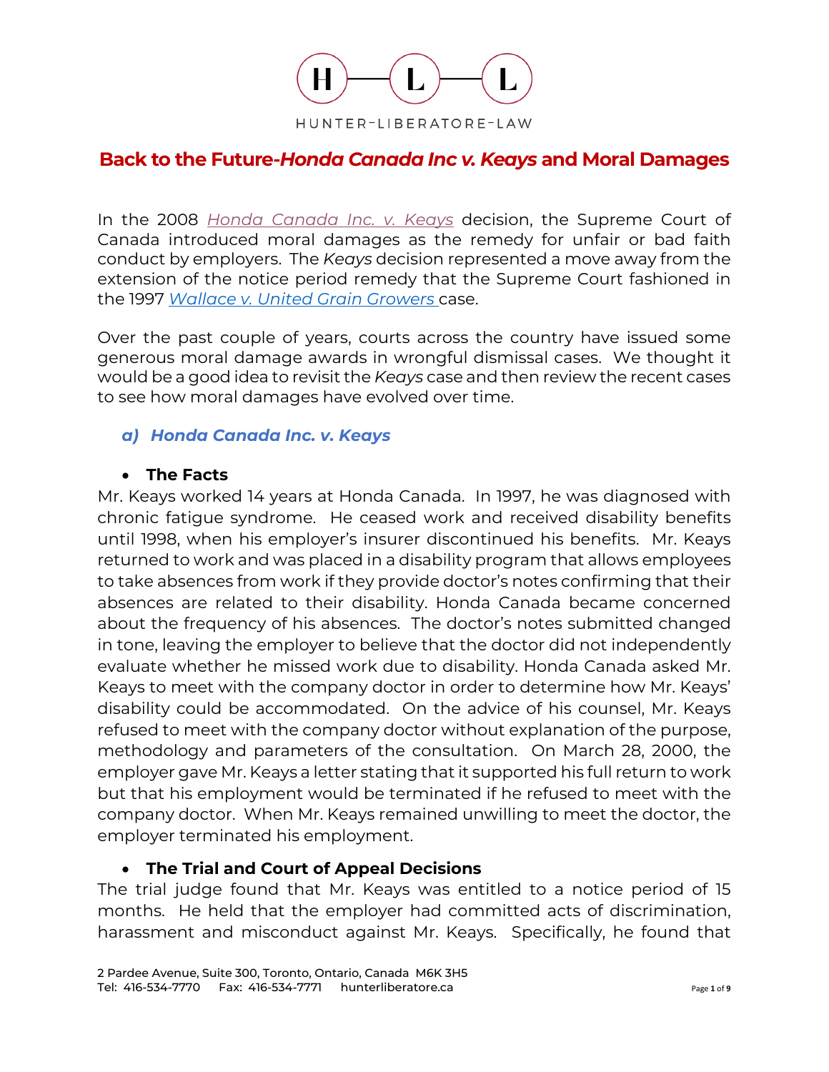# Back to the Future-*Honda Canada Inc v. Keays* and Moral Damages

In the 2008 *Honda Canada Inc. v. Keays* decision, the Supreme Court of Canada introduced moral damages as the remedy for unfair or bad faith conduct by employers. The *Keays* decision represented a move away from the extension of the notice period remedy that the Supreme Court fashioned in the 1997 *Wallace v. United Grain Growers* case.

Over the past couple of years, courts across the country have issued some generous moral damage awards in wrongful dismissal cases. We thought it would be a good idea to revisit the *Keays* case and then review the recent cases to see how moral damages have evolved over time.

## a) *Honda Canada Inc. v. Keays*

- **The Facts**

Mr. Keays worked 14 years at Honda Canada. In 1997, he was diagnosed with chronic fatigue syndrome. He ceased work and received disability benefits until 1998, when his employer's insurer discontinued his benefits. Mr. Keays returned to work and was placed in a disability program that allows employees to take absences from work if they provide doctor's notes confirming that their absences are related to their disability. Honda Canada became concerned about the frequency of his absences. The doctor's notes submitted changed in tone, leaving the employer to believe that the doctor did not independently evaluate whether he missed work due to disability. Honda Canada asked Mr. Keays to meet with the company doctor in order to determine how Mr. Keays' disability could be accommodated. On the advice of his counsel, Mr. Keays refused to meet with the company doctor without explanation of the purpose, methodology and parameters of the consultation. On March 28, 2000, the employer gave Mr. Keays a letter stating that it supported his full return to work but that his employment would be terminated if he refused to meet with the company doctor. When Mr. Keays remained unwilling to meet the doctor, the employer terminated his employment.

- **The Trial and Court of Appeal Decisions**

The trial judge found that Mr. Keays was entitled to a notice period of 15 months. He held that the employer had committed acts of discrimination, harassment and misconduct against Mr. Keays. Specifically, he found that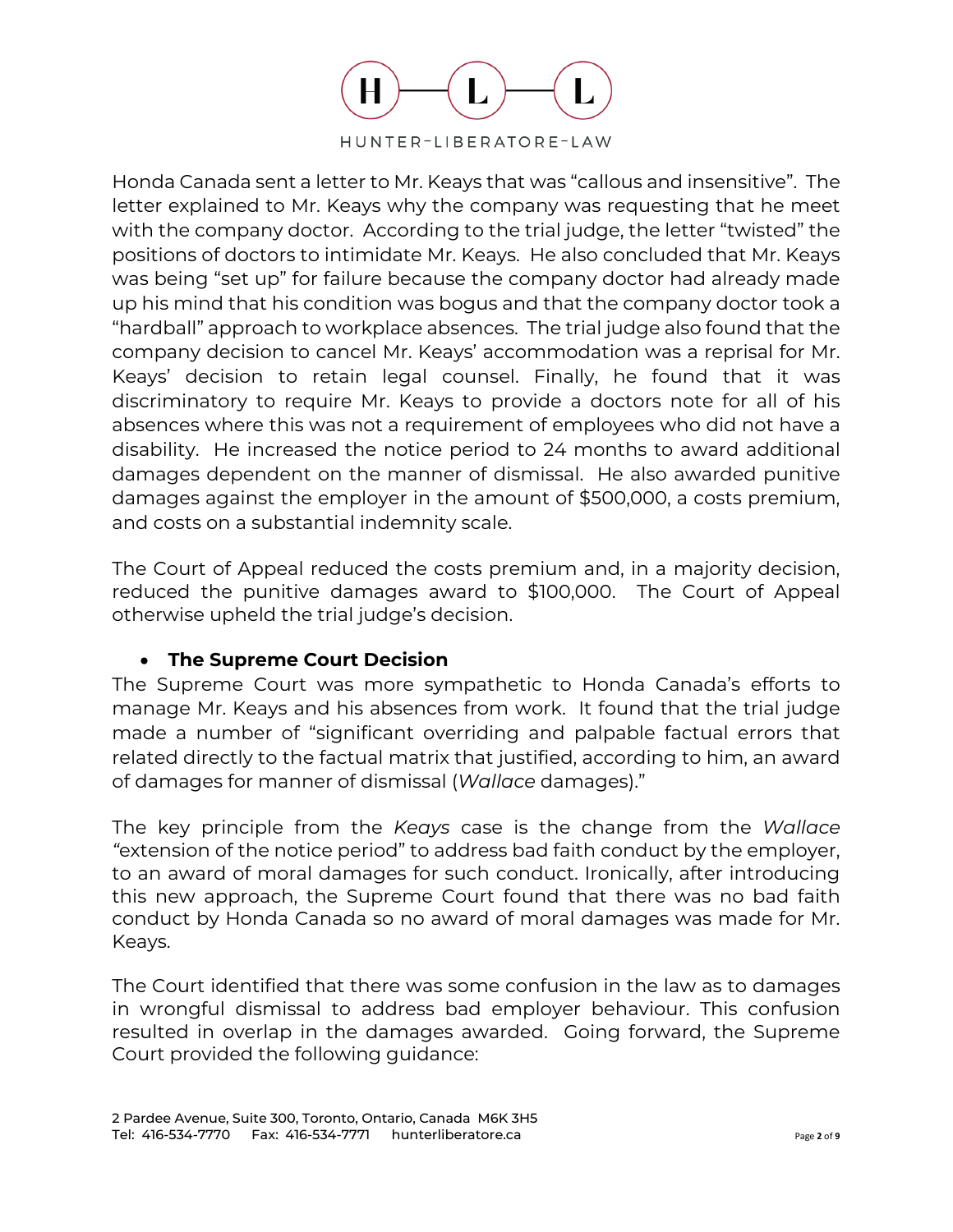Honda Canada sent a letter to Mr. Keays that was "callous and insensitive". The letter explained to Mr. Keays why the company was requesting that he meet with the company doctor. According to the trial judge, the letter "twisted" the positions of doctors to intimidate Mr. Keays. He also concluded that Mr. Keays was being "set up" for failure because the company doctor had already made up his mind that his condition was bogus and that the company doctor took a "hardball" approach to workplace absences. The trial judge also found that the company decision to cancel Mr. Keays' accommodation was a reprisal for Mr. Keays' decision to retain legal counsel. Finally, he found that it was discriminatory to require Mr. Keays to provide a doctors note for all of his absences where this was not a requirement of employees who did not have a disability. He increased the notice period to 24 months to award additional damages dependent on the manner of dismissal. He also awarded punitive damages against the employer in the amount of $500,000, a costs premium, and costs on a substantial indemnity scale.

The Court of Appeal reduced the costs premium and, in a majority decision, reduced the punitive damages award to $100,000. The Court of Appeal otherwise upheld the trial judge's decision.

- **The Supreme Court Decision**

The Supreme Court was more sympathetic to Honda Canada's efforts to manage Mr. Keays and his absences from work. It found that the trial judge made a number of "significant overriding and palpable factual errors that related directly to the factual matrix that justified, according to him, an award of damages for manner of dismissal (*Wallace* damages)."

The key principle from the *Keays* case is the change from the *Wallace* "extension of the notice period" to address bad faith conduct by the employer, to an award of moral damages for such conduct. Ironically, after introducing this new approach, the Supreme Court found that there was no bad faith conduct by Honda Canada so no award of moral damages was made for Mr. Keays.

The Court identified that there was some confusion in the law as to damages in wrongful dismissal to address bad employer behaviour. This confusion resulted in overlap in the damages awarded. Going forward, the Supreme Court provided the following guidance: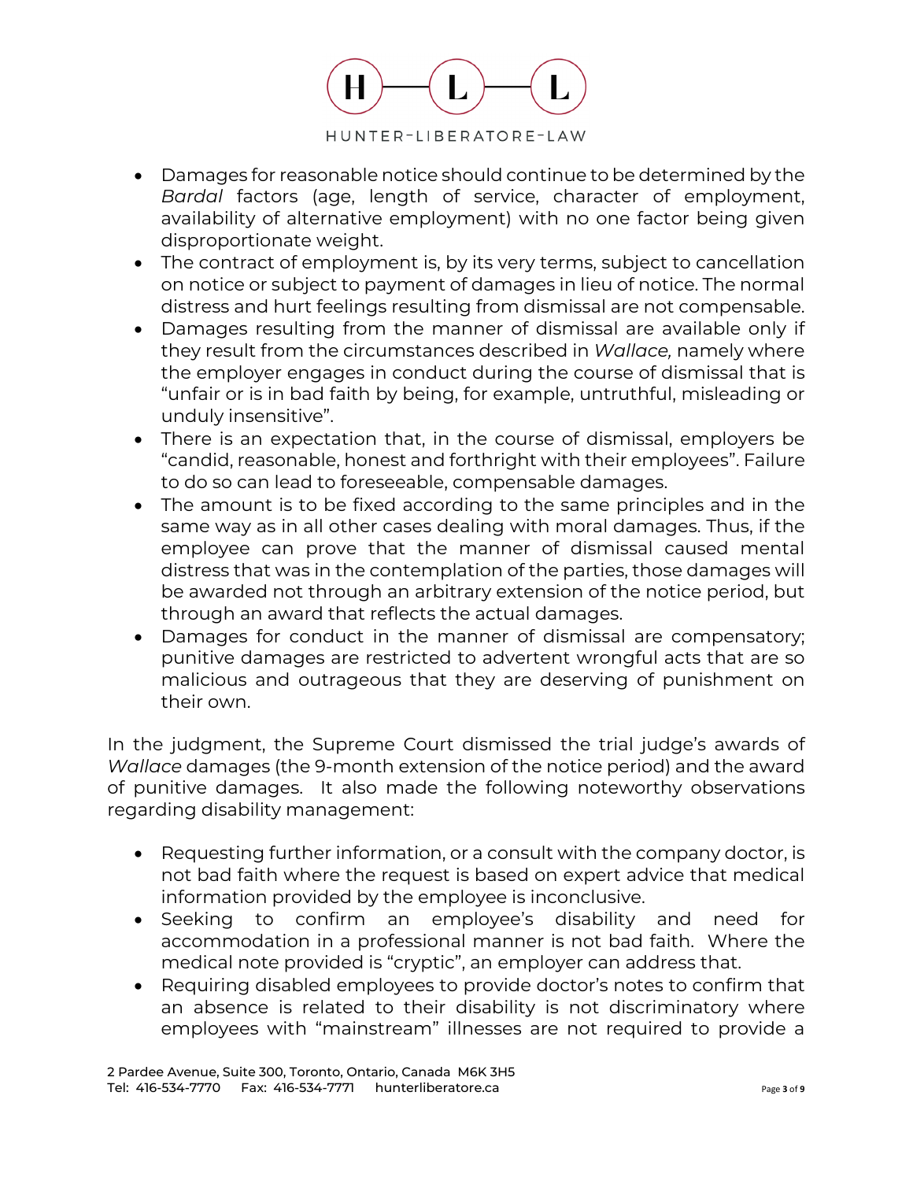- Damages for reasonable notice should continue to be determined by the *Bardal* factors (age, length of service, character of employment, availability of alternative employment) with no one factor being given disproportionate weight.
- The contract of employment is, by its very terms, subject to cancellation on notice or subject to payment of damages in lieu of notice. The normal distress and hurt feelings resulting from dismissal are not compensable.
- Damages resulting from the manner of dismissal are available only if they result from the circumstances described in *Wallace,* namely where the employer engages in conduct during the course of dismissal that is "unfair or is in bad faith by being, for example, untruthful, misleading or unduly insensitive".
- There is an expectation that, in the course of dismissal, employers be "candid, reasonable, honest and forthright with their employees". Failure to do so can lead to foreseeable, compensable damages.
- The amount is to be fixed according to the same principles and in the same way as in all other cases dealing with moral damages. Thus, if the employee can prove that the manner of dismissal caused mental distress that was in the contemplation of the parties, those damages will be awarded not through an arbitrary extension of the notice period, but through an award that reflects the actual damages.
- Damages for conduct in the manner of dismissal are compensatory; punitive damages are restricted to advertent wrongful acts that are so malicious and outrageous that they are deserving of punishment on their own.

In the judgment, the Supreme Court dismissed the trial judge's awards of *Wallace* damages (the 9-month extension of the notice period) and the award of punitive damages. It also made the following noteworthy observations regarding disability management:

- Requesting further information, or a consult with the company doctor, is not bad faith where the request is based on expert advice that medical information provided by the employee is inconclusive.
- Seeking to confirm an employee's disability and need for accommodation in a professional manner is not bad faith. Where the medical note provided is "cryptic", an employer can address that.
- Requiring disabled employees to provide doctor's notes to confirm that an absence is related to their disability is not discriminatory where employees with "mainstream" illnesses are not required to provide a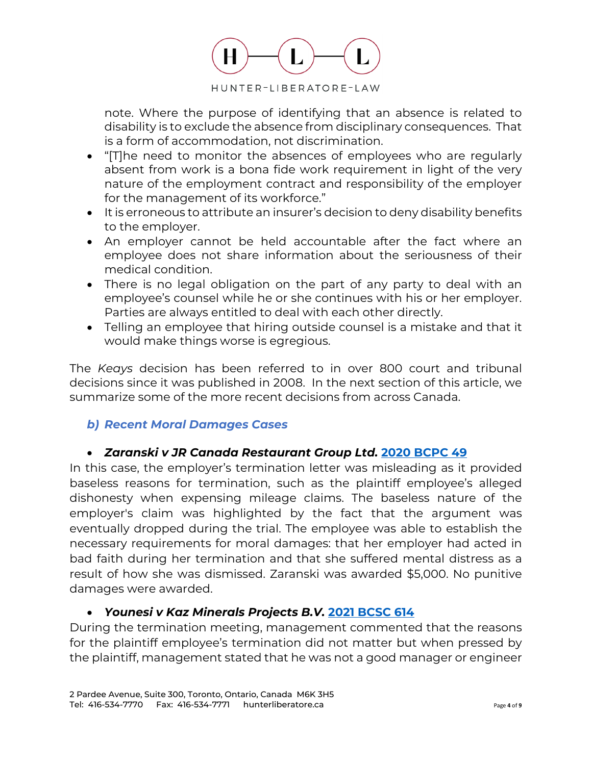note. Where the purpose of identifying that an absence is related to disability is to exclude the absence from disciplinary consequences. That is a form of accommodation, not discrimination.

- "[T]he need to monitor the absences of employees who are regularly absent from work is a bona fide work requirement in light of the very nature of the employment contract and responsibility of the employer for the management of its workforce."
- It is erroneous to attribute an insurer's decision to deny disability benefits to the employer.
- An employer cannot be held accountable after the fact where an employee does not share information about the seriousness of their medical condition.
- There is no legal obligation on the part of any party to deal with an employee's counsel while he or she continues with his or her employer. Parties are always entitled to deal with each other directly.
- Telling an employee that hiring outside counsel is a mistake and that it would make things worse is egregious.

The *Keays* decision has been referred to in over 800 court and tribunal decisions since it was published in 2008. In the next section of this article, we summarize some of the more recent decisions from across Canada.

### *b) Recent Moral Damages Cases*

- ***Zaranski v JR Canada Restaurant Group Ltd.*** **2020 BCPC 49**

In this case, the employer's termination letter was misleading as it provided baseless reasons for termination, such as the plaintiff employee's alleged dishonesty when expensing mileage claims. The baseless nature of the employer's claim was highlighted by the fact that the argument was eventually dropped during the trial. The employee was able to establish the necessary requirements for moral damages: that her employer had acted in bad faith during her termination and that she suffered mental distress as a result of how she was dismissed. Zaranski was awarded $5,000. No punitive damages were awarded.

- ***Younesi v Kaz Minerals Projects B.V.*** **2021 BCSC 614**

During the termination meeting, management commented that the reasons for the plaintiff employee's termination did not matter but when pressed by the plaintiff, management stated that he was not a good manager or engineer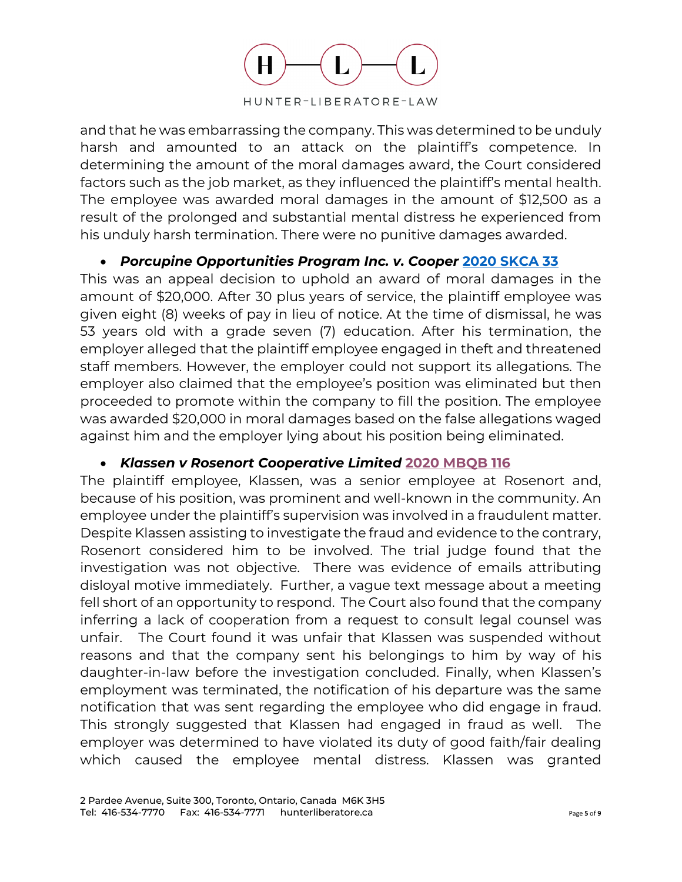and that he was embarrassing the company. This was determined to be unduly harsh and amounted to an attack on the plaintiff's competence. In determining the amount of the moral damages award, the Court considered factors such as the job market, as they influenced the plaintiff's mental health. The employee was awarded moral damages in the amount of $12,500 as a result of the prolonged and substantial mental distress he experienced from his unduly harsh termination. There were no punitive damages awarded.

- ***Porcupine Opportunities Program Inc. v. Cooper*** **2020 SKCA 33**

This was an appeal decision to uphold an award of moral damages in the amount of $20,000. After 30 plus years of service, the plaintiff employee was given eight (8) weeks of pay in lieu of notice. At the time of dismissal, he was 53 years old with a grade seven (7) education. After his termination, the employer alleged that the plaintiff employee engaged in theft and threatened staff members. However, the employer could not support its allegations. The employer also claimed that the employee's position was eliminated but then proceeded to promote within the company to fill the position. The employee was awarded $20,000 in moral damages based on the false allegations waged against him and the employer lying about his position being eliminated.

- ***Klassen v Rosenort Cooperative Limited*** **2020 MBQB 116**

The plaintiff employee, Klassen, was a senior employee at Rosenort and, because of his position, was prominent and well-known in the community. An employee under the plaintiff's supervision was involved in a fraudulent matter. Despite Klassen assisting to investigate the fraud and evidence to the contrary, Rosenort considered him to be involved. The trial judge found that the investigation was not objective. There was evidence of emails attributing disloyal motive immediately. Further, a vague text message about a meeting fell short of an opportunity to respond. The Court also found that the company inferring a lack of cooperation from a request to consult legal counsel was unfair. The Court found it was unfair that Klassen was suspended without reasons and that the company sent his belongings to him by way of his daughter-in-law before the investigation concluded. Finally, when Klassen's employment was terminated, the notification of his departure was the same notification that was sent regarding the employee who did engage in fraud. This strongly suggested that Klassen had engaged in fraud as well. The employer was determined to have violated its duty of good faith/fair dealing which caused the employee mental distress. Klassen was granted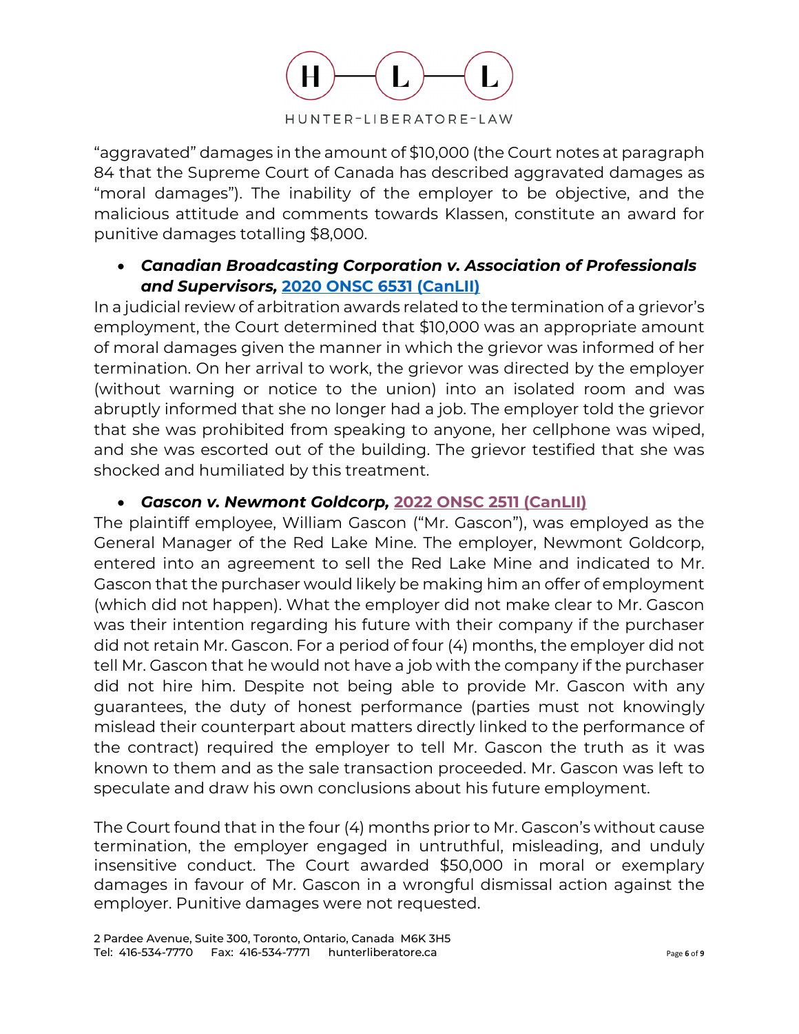"aggravated" damages in the amount of $10,000 (the Court notes at paragraph 84 that the Supreme Court of Canada has described aggravated damages as "moral damages"). The inability of the employer to be objective, and the malicious attitude and comments towards Klassen, constitute an award for punitive damages totalling $8,000.

- ***Canadian Broadcasting Corporation v. Association of Professionals and Supervisors,* [2020 ONSC 6531 (CanLII)]**

In a judicial review of arbitration awards related to the termination of a grievor's employment, the Court determined that $10,000 was an appropriate amount of moral damages given the manner in which the grievor was informed of her termination. On her arrival to work, the grievor was directed by the employer (without warning or notice to the union) into an isolated room and was abruptly informed that she no longer had a job. The employer told the grievor that she was prohibited from speaking to anyone, her cellphone was wiped, and she was escorted out of the building. The grievor testified that she was shocked and humiliated by this treatment.

- ***Gascon v. Newmont Goldcorp,* [2022 ONSC 2511 (CanLII)]**

The plaintiff employee, William Gascon ("Mr. Gascon"), was employed as the General Manager of the Red Lake Mine. The employer, Newmont Goldcorp, entered into an agreement to sell the Red Lake Mine and indicated to Mr. Gascon that the purchaser would likely be making him an offer of employment (which did not happen). What the employer did not make clear to Mr. Gascon was their intention regarding his future with their company if the purchaser did not retain Mr. Gascon. For a period of four (4) months, the employer did not tell Mr. Gascon that he would not have a job with the company if the purchaser did not hire him. Despite not being able to provide Mr. Gascon with any guarantees, the duty of honest performance (parties must not knowingly mislead their counterpart about matters directly linked to the performance of the contract) required the employer to tell Mr. Gascon the truth as it was known to them and as the sale transaction proceeded. Mr. Gascon was left to speculate and draw his own conclusions about his future employment.

The Court found that in the four (4) months prior to Mr. Gascon's without cause termination, the employer engaged in untruthful, misleading, and unduly insensitive conduct. The Court awarded $50,000 in moral or exemplary damages in favour of Mr. Gascon in a wrongful dismissal action against the employer. Punitive damages were not requested.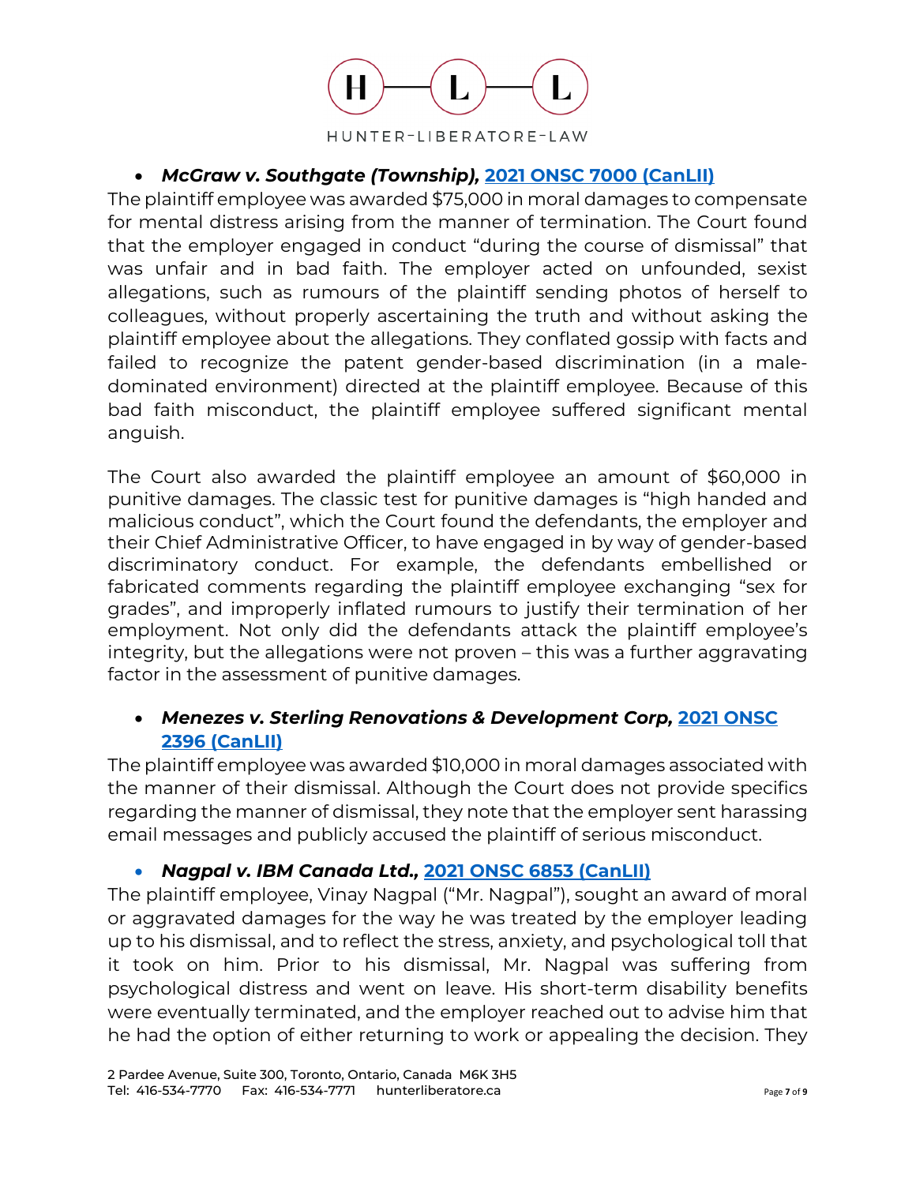- ***McGraw v. Southgate (Township),*** **[2021 ONSC 7000 (CanLII)]**

The plaintiff employee was awarded $75,000 in moral damages to compensate for mental distress arising from the manner of termination. The Court found that the employer engaged in conduct "during the course of dismissal" that was unfair and in bad faith. The employer acted on unfounded, sexist allegations, such as rumours of the plaintiff sending photos of herself to colleagues, without properly ascertaining the truth and without asking the plaintiff employee about the allegations. They conflated gossip with facts and failed to recognize the patent gender-based discrimination (in a male-dominated environment) directed at the plaintiff employee. Because of this bad faith misconduct, the plaintiff employee suffered significant mental anguish.

The Court also awarded the plaintiff employee an amount of $60,000 in punitive damages. The classic test for punitive damages is "high handed and malicious conduct", which the Court found the defendants, the employer and their Chief Administrative Officer, to have engaged in by way of gender-based discriminatory conduct. For example, the defendants embellished or fabricated comments regarding the plaintiff employee exchanging "sex for grades", and improperly inflated rumours to justify their termination of her employment. Not only did the defendants attack the plaintiff employee's integrity, but the allegations were not proven – this was a further aggravating factor in the assessment of punitive damages.

- ***Menezes v. Sterling Renovations & Development Corp,*** **[2021 ONSC 2396 (CanLII)]**

The plaintiff employee was awarded $10,000 in moral damages associated with the manner of their dismissal. Although the Court does not provide specifics regarding the manner of dismissal, they note that the employer sent harassing email messages and publicly accused the plaintiff of serious misconduct.

- ***Nagpal v. IBM Canada Ltd.,*** **[2021 ONSC 6853 (CanLII)]**

The plaintiff employee, Vinay Nagpal ("Mr. Nagpal"), sought an award of moral or aggravated damages for the way he was treated by the employer leading up to his dismissal, and to reflect the stress, anxiety, and psychological toll that it took on him. Prior to his dismissal, Mr. Nagpal was suffering from psychological distress and went on leave. His short-term disability benefits were eventually terminated, and the employer reached out to advise him that he had the option of either returning to work or appealing the decision. They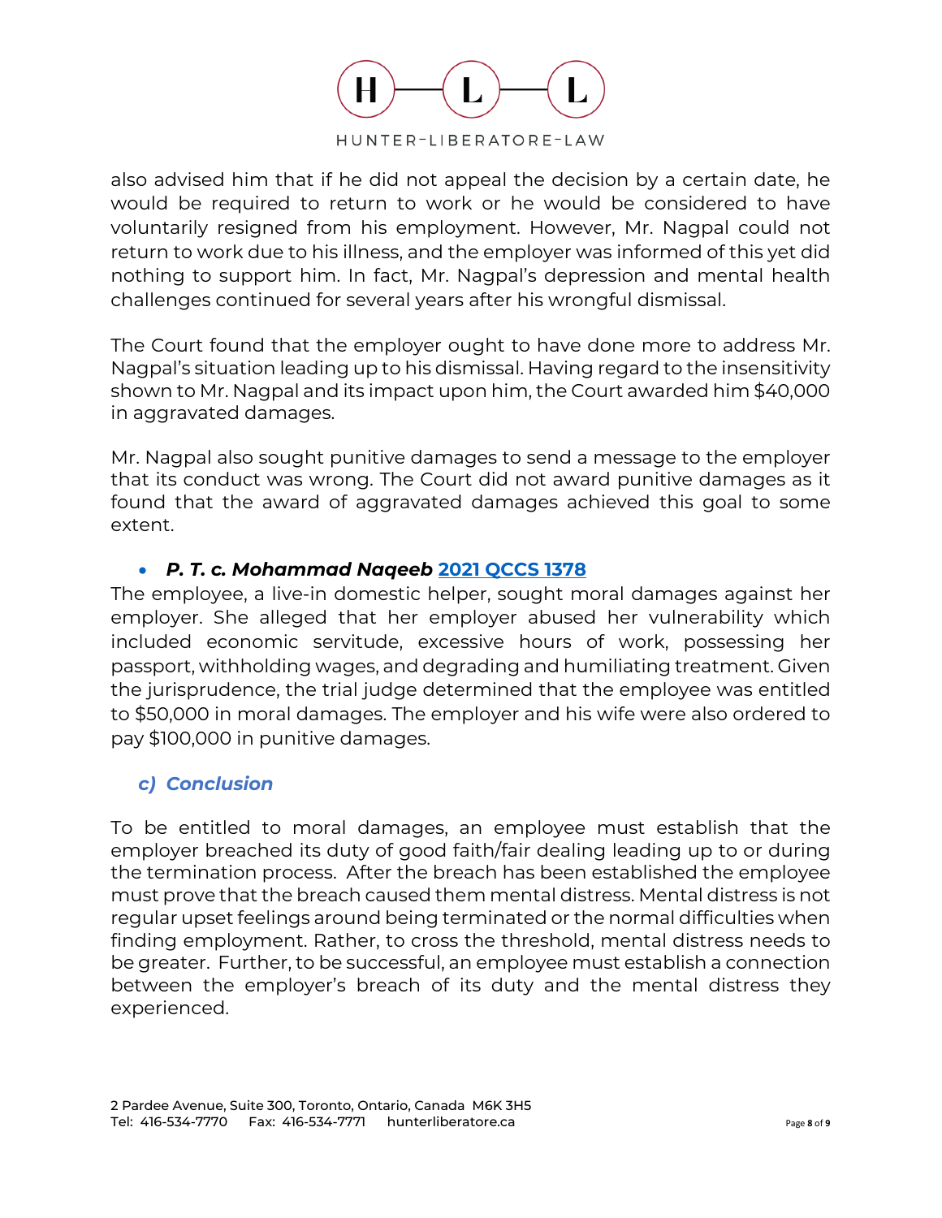also advised him that if he did not appeal the decision by a certain date, he would be required to return to work or he would be considered to have voluntarily resigned from his employment. However, Mr. Nagpal could not return to work due to his illness, and the employer was informed of this yet did nothing to support him. In fact, Mr. Nagpal's depression and mental health challenges continued for several years after his wrongful dismissal.

The Court found that the employer ought to have done more to address Mr. Nagpal's situation leading up to his dismissal. Having regard to the insensitivity shown to Mr. Nagpal and its impact upon him, the Court awarded him $40,000 in aggravated damages.

Mr. Nagpal also sought punitive damages to send a message to the employer that its conduct was wrong. The Court did not award punitive damages as it found that the award of aggravated damages achieved this goal to some extent.

- ***P. T. c. Mohammad Naqeeb* 2021 QCCS 1378**

The employee, a live-in domestic helper, sought moral damages against her employer. She alleged that her employer abused her vulnerability which included economic servitude, excessive hours of work, possessing her passport, withholding wages, and degrading and humiliating treatment. Given the jurisprudence, the trial judge determined that the employee was entitled to $50,000 in moral damages. The employer and his wife were also ordered to pay $100,000 in punitive damages.

### *c) Conclusion*

To be entitled to moral damages, an employee must establish that the employer breached its duty of good faith/fair dealing leading up to or during the termination process. After the breach has been established the employee must prove that the breach caused them mental distress. Mental distress is not regular upset feelings around being terminated or the normal difficulties when finding employment. Rather, to cross the threshold, mental distress needs to be greater. Further, to be successful, an employee must establish a connection between the employer's breach of its duty and the mental distress they experienced.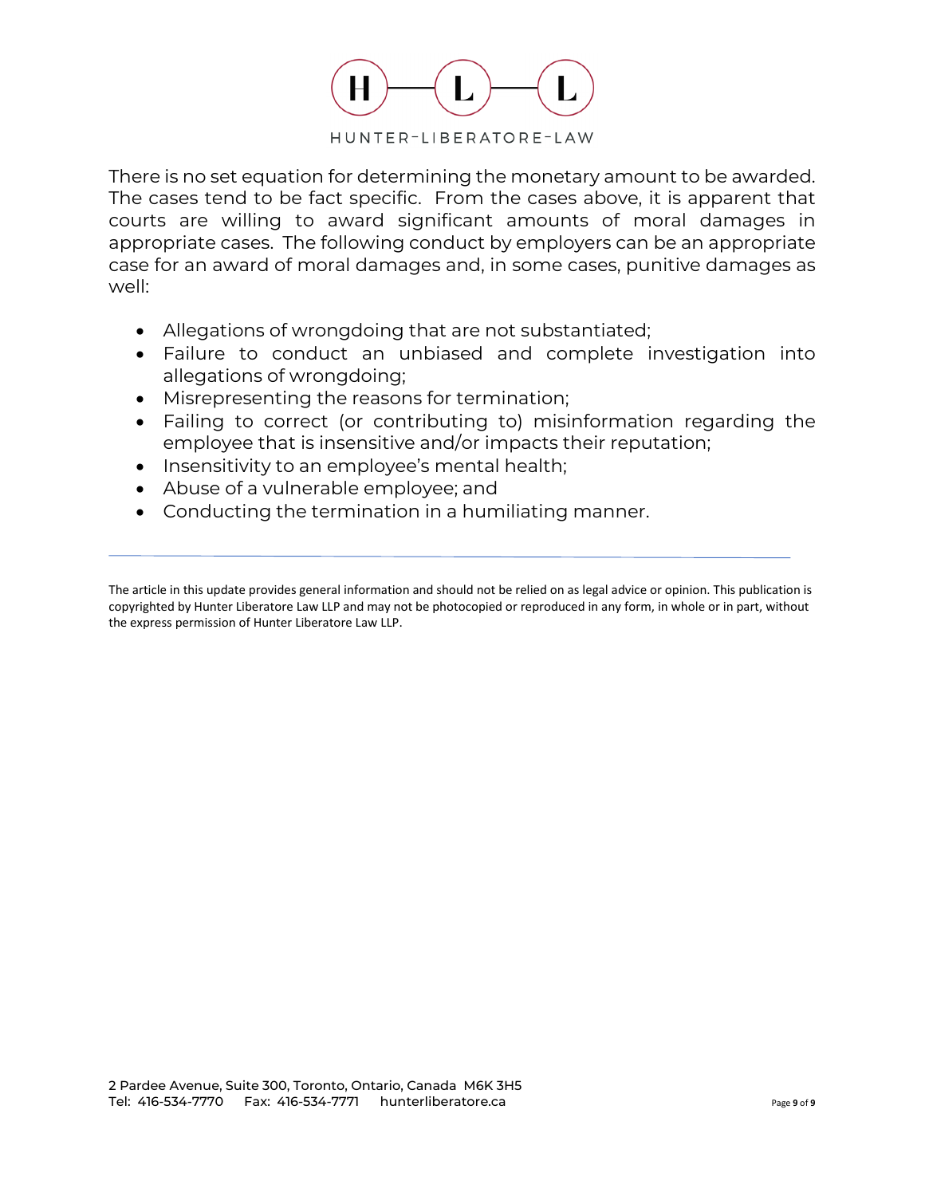There is no set equation for determining the monetary amount to be awarded. The cases tend to be fact specific. From the cases above, it is apparent that courts are willing to award significant amounts of moral damages in appropriate cases. The following conduct by employers can be an appropriate case for an award of moral damages and, in some cases, punitive damages as well:

- Allegations of wrongdoing that are not substantiated;
- Failure to conduct an unbiased and complete investigation into allegations of wrongdoing;
- Misrepresenting the reasons for termination;
- Failing to correct (or contributing to) misinformation regarding the employee that is insensitive and/or impacts their reputation;
- Insensitivity to an employee's mental health;
- Abuse of a vulnerable employee; and
- Conducting the termination in a humiliating manner.

---

The article in this update provides general information and should not be relied on as legal advice or opinion. This publication is copyrighted by Hunter Liberatore Law LLP and may not be photocopied or reproduced in any form, in whole or in part, without the express permission of Hunter Liberatore Law LLP.